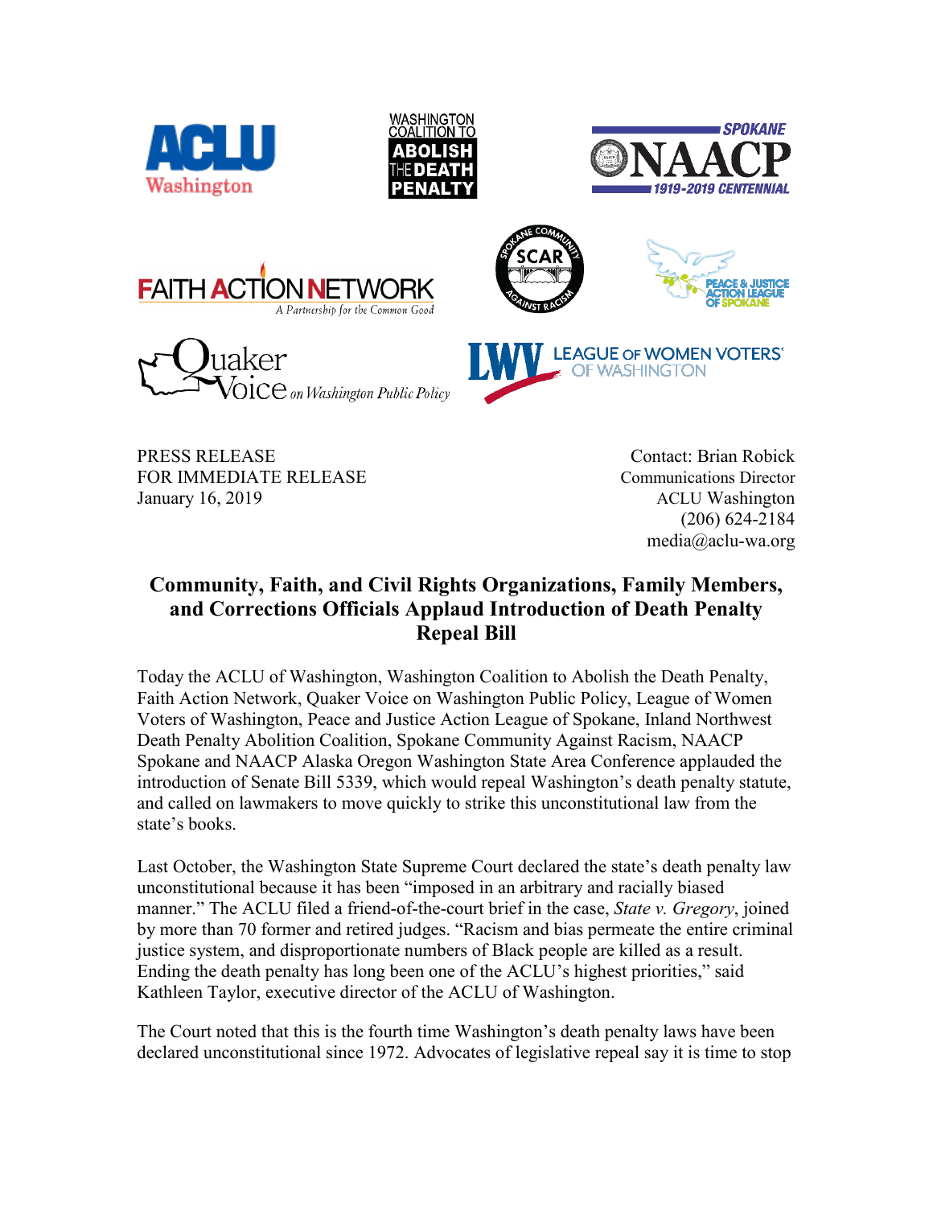PRESS RELEASE
FOR IMMEDIATE RELEASE
January 16, 2019

Contact: Brian Robick
Communications Director
ACLU Washington
(206) 624-2184
media@aclu-wa.org

## Community, Faith, and Civil Rights Organizations, Family Members, and Corrections Officials Applaud Introduction of Death Penalty Repeal Bill

Today the ACLU of Washington, Washington Coalition to Abolish the Death Penalty, Faith Action Network, Quaker Voice on Washington Public Policy, League of Women Voters of Washington, Peace and Justice Action League of Spokane, Inland Northwest Death Penalty Abolition Coalition, Spokane Community Against Racism, NAACP Spokane and NAACP Alaska Oregon Washington State Area Conference applauded the introduction of Senate Bill 5339, which would repeal Washington's death penalty statute, and called on lawmakers to move quickly to strike this unconstitutional law from the state's books.

Last October, the Washington State Supreme Court declared the state's death penalty law unconstitutional because it has been "imposed in an arbitrary and racially biased manner." The ACLU filed a friend-of-the-court brief in the case, *State v. Gregory*, joined by more than 70 former and retired judges. "Racism and bias permeate the entire criminal justice system, and disproportionate numbers of Black people are killed as a result. Ending the death penalty has long been one of the ACLU's highest priorities," said Kathleen Taylor, executive director of the ACLU of Washington.

The Court noted that this is the fourth time Washington's death penalty laws have been declared unconstitutional since 1972. Advocates of legislative repeal say it is time to stop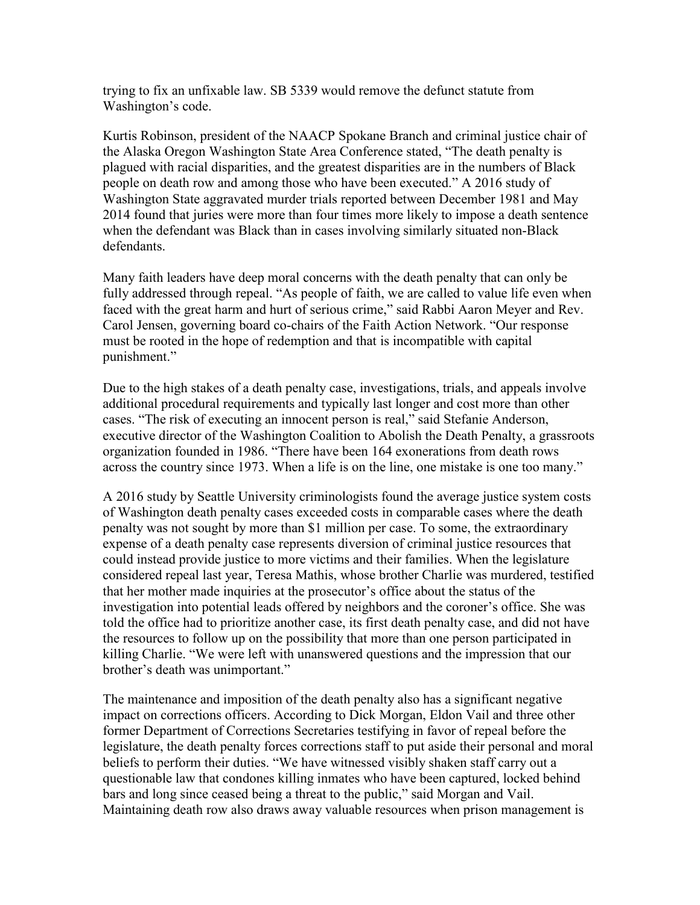trying to fix an unfixable law. SB 5339 would remove the defunct statute from Washington's code.

Kurtis Robinson, president of the NAACP Spokane Branch and criminal justice chair of the Alaska Oregon Washington State Area Conference stated, "The death penalty is plagued with racial disparities, and the greatest disparities are in the numbers of Black people on death row and among those who have been executed." A 2016 study of Washington State aggravated murder trials reported between December 1981 and May 2014 found that juries were more than four times more likely to impose a death sentence when the defendant was Black than in cases involving similarly situated non-Black defendants.

Many faith leaders have deep moral concerns with the death penalty that can only be fully addressed through repeal. "As people of faith, we are called to value life even when faced with the great harm and hurt of serious crime," said Rabbi Aaron Meyer and Rev. Carol Jensen, governing board co-chairs of the Faith Action Network. "Our response must be rooted in the hope of redemption and that is incompatible with capital punishment."

Due to the high stakes of a death penalty case, investigations, trials, and appeals involve additional procedural requirements and typically last longer and cost more than other cases. "The risk of executing an innocent person is real," said Stefanie Anderson, executive director of the Washington Coalition to Abolish the Death Penalty, a grassroots organization founded in 1986. "There have been 164 exonerations from death rows across the country since 1973. When a life is on the line, one mistake is one too many."

A 2016 study by Seattle University criminologists found the average justice system costs of Washington death penalty cases exceeded costs in comparable cases where the death penalty was not sought by more than $1 million per case. To some, the extraordinary expense of a death penalty case represents diversion of criminal justice resources that could instead provide justice to more victims and their families. When the legislature considered repeal last year, Teresa Mathis, whose brother Charlie was murdered, testified that her mother made inquiries at the prosecutor's office about the status of the investigation into potential leads offered by neighbors and the coroner's office. She was told the office had to prioritize another case, its first death penalty case, and did not have the resources to follow up on the possibility that more than one person participated in killing Charlie. "We were left with unanswered questions and the impression that our brother's death was unimportant."

The maintenance and imposition of the death penalty also has a significant negative impact on corrections officers. According to Dick Morgan, Eldon Vail and three other former Department of Corrections Secretaries testifying in favor of repeal before the legislature, the death penalty forces corrections staff to put aside their personal and moral beliefs to perform their duties. "We have witnessed visibly shaken staff carry out a questionable law that condones killing inmates who have been captured, locked behind bars and long since ceased being a threat to the public," said Morgan and Vail. Maintaining death row also draws away valuable resources when prison management is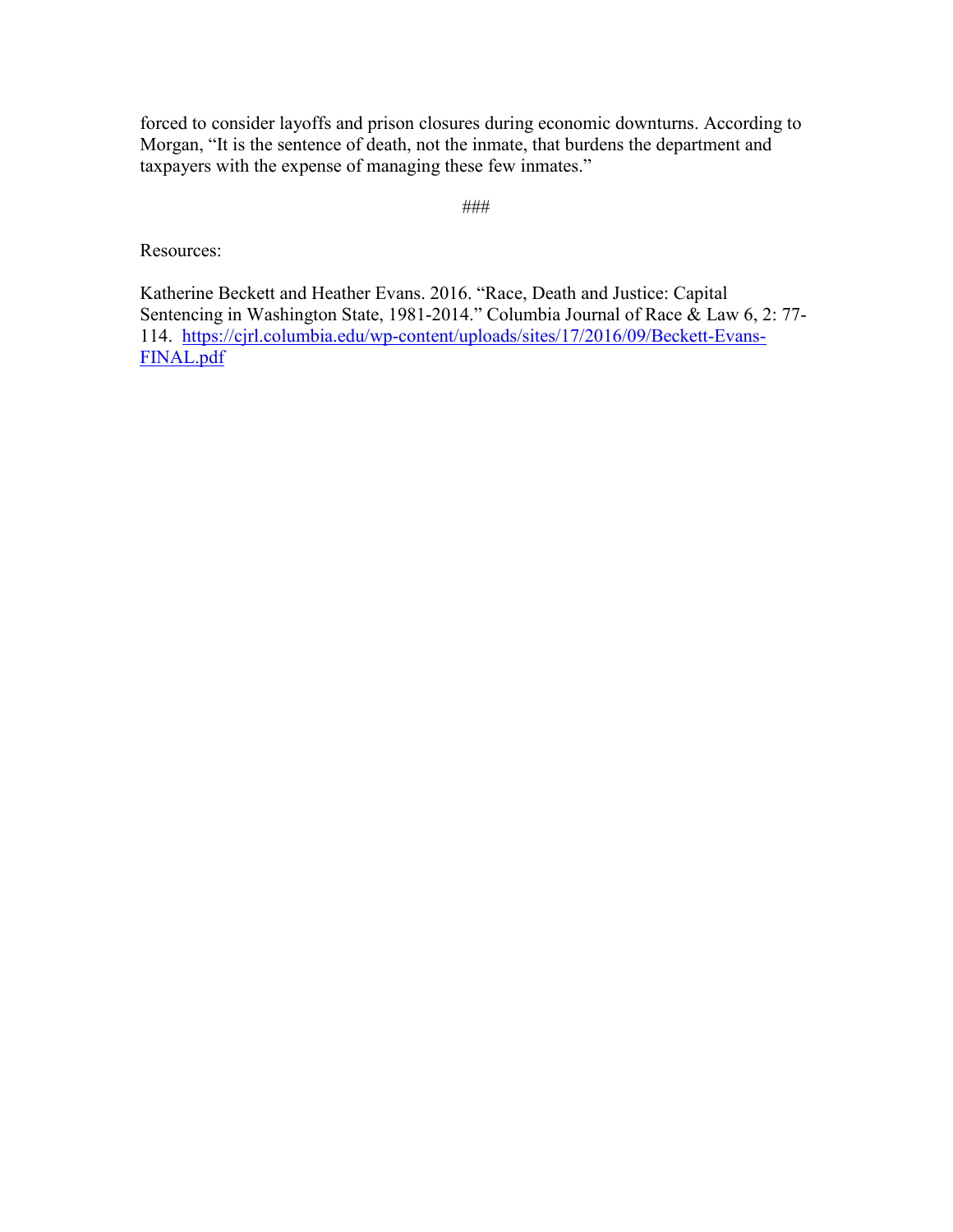forced to consider layoffs and prison closures during economic downturns. According to Morgan, "It is the sentence of death, not the inmate, that burdens the department and taxpayers with the expense of managing these few inmates."

###

Resources:

Katherine Beckett and Heather Evans. 2016. "Race, Death and Justice: Capital Sentencing in Washington State, 1981-2014." Columbia Journal of Race & Law 6, 2: 77-114. https://cjrl.columbia.edu/wp-content/uploads/sites/17/2016/09/Beckett-Evans-FINAL.pdf